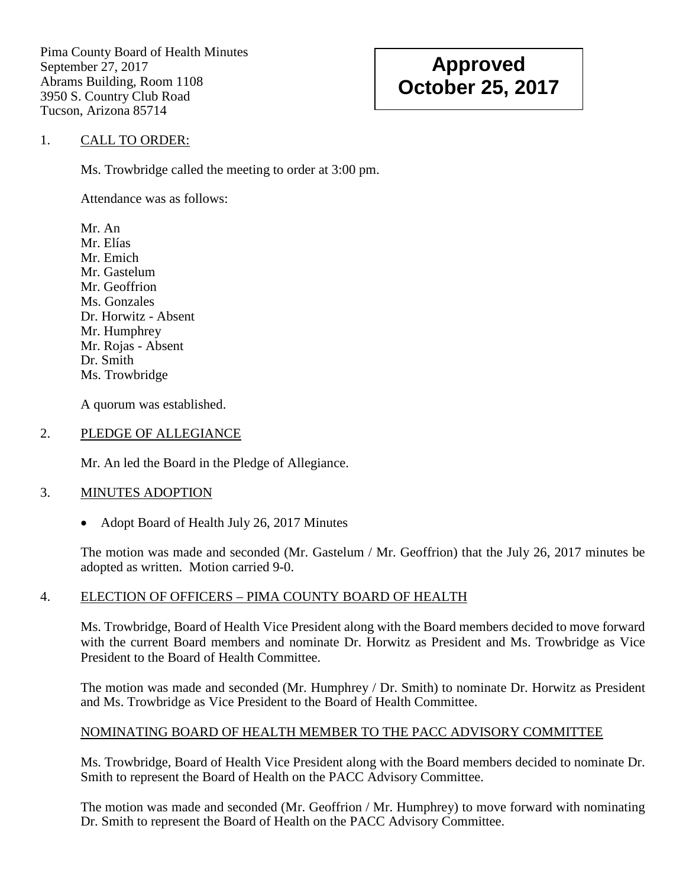Pima County Board of Health Minutes
September 27, 2017
Abrams Building, Room 1108
3950 S. Country Club Road
Tucson, Arizona 85714

**Approved
October 25, 2017**

1. CALL TO ORDER:

Ms. Trowbridge called the meeting to order at 3:00 pm.

Attendance was as follows:

Mr. An
Mr. Elías
Mr. Emich
Mr. Gastelum
Mr. Geoffrion
Ms. Gonzales
Dr. Horwitz - Absent
Mr. Humphrey
Mr. Rojas - Absent
Dr. Smith
Ms. Trowbridge

A quorum was established.

2. PLEDGE OF ALLEGIANCE

Mr. An led the Board in the Pledge of Allegiance.

3. MINUTES ADOPTION

- Adopt Board of Health July 26, 2017 Minutes

The motion was made and seconded (Mr. Gastelum / Mr. Geoffrion) that the July 26, 2017 minutes be adopted as written. Motion carried 9-0.

4. ELECTION OF OFFICERS – PIMA COUNTY BOARD OF HEALTH

Ms. Trowbridge, Board of Health Vice President along with the Board members decided to move forward with the current Board members and nominate Dr. Horwitz as President and Ms. Trowbridge as Vice President to the Board of Health Committee.

The motion was made and seconded (Mr. Humphrey / Dr. Smith) to nominate Dr. Horwitz as President and Ms. Trowbridge as Vice President to the Board of Health Committee.

NOMINATING BOARD OF HEALTH MEMBER TO THE PACC ADVISORY COMMITTEE

Ms. Trowbridge, Board of Health Vice President along with the Board members decided to nominate Dr. Smith to represent the Board of Health on the PACC Advisory Committee.

The motion was made and seconded (Mr. Geoffrion / Mr. Humphrey) to move forward with nominating Dr. Smith to represent the Board of Health on the PACC Advisory Committee.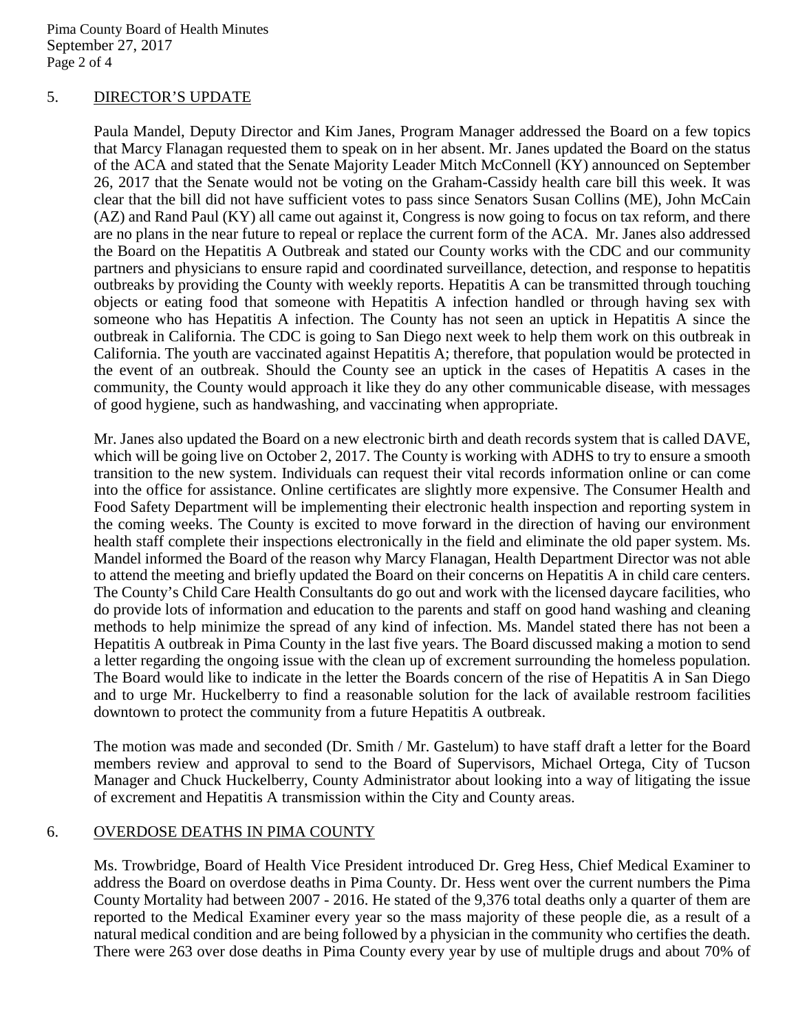## 5. DIRECTOR'S UPDATE

Paula Mandel, Deputy Director and Kim Janes, Program Manager addressed the Board on a few topics that Marcy Flanagan requested them to speak on in her absent. Mr. Janes updated the Board on the status of the ACA and stated that the Senate Majority Leader Mitch McConnell (KY) announced on September 26, 2017 that the Senate would not be voting on the Graham-Cassidy health care bill this week. It was clear that the bill did not have sufficient votes to pass since Senators Susan Collins (ME), John McCain (AZ) and Rand Paul (KY) all came out against it, Congress is now going to focus on tax reform, and there are no plans in the near future to repeal or replace the current form of the ACA. Mr. Janes also addressed the Board on the Hepatitis A Outbreak and stated our County works with the CDC and our community partners and physicians to ensure rapid and coordinated surveillance, detection, and response to hepatitis outbreaks by providing the County with weekly reports. Hepatitis A can be transmitted through touching objects or eating food that someone with Hepatitis A infection handled or through having sex with someone who has Hepatitis A infection. The County has not seen an uptick in Hepatitis A since the outbreak in California. The CDC is going to San Diego next week to help them work on this outbreak in California. The youth are vaccinated against Hepatitis A; therefore, that population would be protected in the event of an outbreak. Should the County see an uptick in the cases of Hepatitis A cases in the community, the County would approach it like they do any other communicable disease, with messages of good hygiene, such as handwashing, and vaccinating when appropriate.

Mr. Janes also updated the Board on a new electronic birth and death records system that is called DAVE, which will be going live on October 2, 2017. The County is working with ADHS to try to ensure a smooth transition to the new system. Individuals can request their vital records information online or can come into the office for assistance. Online certificates are slightly more expensive. The Consumer Health and Food Safety Department will be implementing their electronic health inspection and reporting system in the coming weeks. The County is excited to move forward in the direction of having our environment health staff complete their inspections electronically in the field and eliminate the old paper system. Ms. Mandel informed the Board of the reason why Marcy Flanagan, Health Department Director was not able to attend the meeting and briefly updated the Board on their concerns on Hepatitis A in child care centers. The County's Child Care Health Consultants do go out and work with the licensed daycare facilities, who do provide lots of information and education to the parents and staff on good hand washing and cleaning methods to help minimize the spread of any kind of infection. Ms. Mandel stated there has not been a Hepatitis A outbreak in Pima County in the last five years. The Board discussed making a motion to send a letter regarding the ongoing issue with the clean up of excrement surrounding the homeless population. The Board would like to indicate in the letter the Boards concern of the rise of Hepatitis A in San Diego and to urge Mr. Huckelberry to find a reasonable solution for the lack of available restroom facilities downtown to protect the community from a future Hepatitis A outbreak.

The motion was made and seconded (Dr. Smith / Mr. Gastelum) to have staff draft a letter for the Board members review and approval to send to the Board of Supervisors, Michael Ortega, City of Tucson Manager and Chuck Huckelberry, County Administrator about looking into a way of litigating the issue of excrement and Hepatitis A transmission within the City and County areas.

## 6. OVERDOSE DEATHS IN PIMA COUNTY

Ms. Trowbridge, Board of Health Vice President introduced Dr. Greg Hess, Chief Medical Examiner to address the Board on overdose deaths in Pima County. Dr. Hess went over the current numbers the Pima County Mortality had between 2007 - 2016. He stated of the 9,376 total deaths only a quarter of them are reported to the Medical Examiner every year so the mass majority of these people die, as a result of a natural medical condition and are being followed by a physician in the community who certifies the death. There were 263 over dose deaths in Pima County every year by use of multiple drugs and about 70% of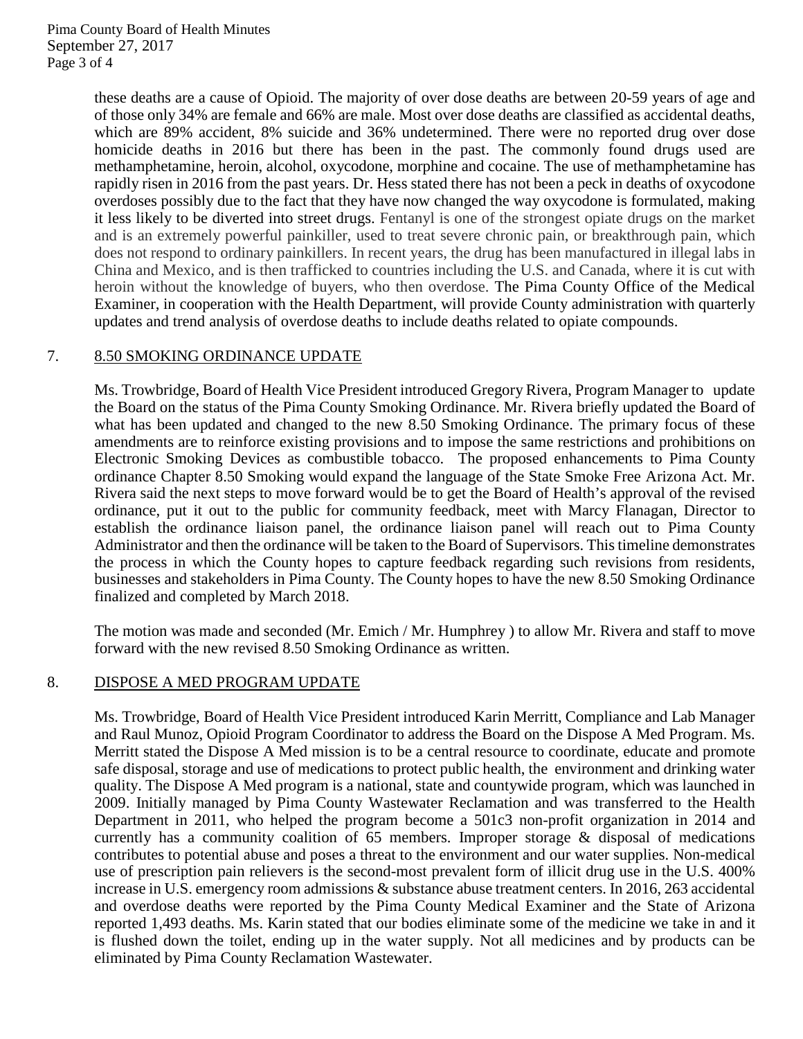these deaths are a cause of Opioid. The majority of over dose deaths are between 20-59 years of age and of those only 34% are female and 66% are male. Most over dose deaths are classified as accidental deaths, which are 89% accident, 8% suicide and 36% undetermined. There were no reported drug over dose homicide deaths in 2016 but there has been in the past. The commonly found drugs used are methamphetamine, heroin, alcohol, oxycodone, morphine and cocaine. The use of methamphetamine has rapidly risen in 2016 from the past years. Dr. Hess stated there has not been a peck in deaths of oxycodone overdoses possibly due to the fact that they have now changed the way oxycodone is formulated, making it less likely to be diverted into street drugs. Fentanyl is one of the strongest opiate drugs on the market and is an extremely powerful painkiller, used to treat severe chronic pain, or breakthrough pain, which does not respond to ordinary painkillers. In recent years, the drug has been manufactured in illegal labs in China and Mexico, and is then trafficked to countries including the U.S. and Canada, where it is cut with heroin without the knowledge of buyers, who then overdose. The Pima County Office of the Medical Examiner, in cooperation with the Health Department, will provide County administration with quarterly updates and trend analysis of overdose deaths to include deaths related to opiate compounds.

7. <u>8.50 SMOKING ORDINANCE UPDATE</u>

Ms. Trowbridge, Board of Health Vice President introduced Gregory Rivera, Program Manager to update the Board on the status of the Pima County Smoking Ordinance. Mr. Rivera briefly updated the Board of what has been updated and changed to the new 8.50 Smoking Ordinance. The primary focus of these amendments are to reinforce existing provisions and to impose the same restrictions and prohibitions on Electronic Smoking Devices as combustible tobacco. The proposed enhancements to Pima County ordinance Chapter 8.50 Smoking would expand the language of the State Smoke Free Arizona Act. Mr. Rivera said the next steps to move forward would be to get the Board of Health's approval of the revised ordinance, put it out to the public for community feedback, meet with Marcy Flanagan, Director to establish the ordinance liaison panel, the ordinance liaison panel will reach out to Pima County Administrator and then the ordinance will be taken to the Board of Supervisors. This timeline demonstrates the process in which the County hopes to capture feedback regarding such revisions from residents, businesses and stakeholders in Pima County. The County hopes to have the new 8.50 Smoking Ordinance finalized and completed by March 2018.

The motion was made and seconded (Mr. Emich / Mr. Humphrey ) to allow Mr. Rivera and staff to move forward with the new revised 8.50 Smoking Ordinance as written.

8. <u>DISPOSE A MED PROGRAM UPDATE</u>

Ms. Trowbridge, Board of Health Vice President introduced Karin Merritt, Compliance and Lab Manager and Raul Munoz, Opioid Program Coordinator to address the Board on the Dispose A Med Program. Ms. Merritt stated the Dispose A Med mission is to be a central resource to coordinate, educate and promote safe disposal, storage and use of medications to protect public health, the environment and drinking water quality. The Dispose A Med program is a national, state and countywide program, which was launched in 2009. Initially managed by Pima County Wastewater Reclamation and was transferred to the Health Department in 2011, who helped the program become a 501c3 non-profit organization in 2014 and currently has a community coalition of 65 members. Improper storage & disposal of medications contributes to potential abuse and poses a threat to the environment and our water supplies. Non-medical use of prescription pain relievers is the second-most prevalent form of illicit drug use in the U.S. 400% increase in U.S. emergency room admissions & substance abuse treatment centers. In 2016, 263 accidental and overdose deaths were reported by the Pima County Medical Examiner and the State of Arizona reported 1,493 deaths. Ms. Karin stated that our bodies eliminate some of the medicine we take in and it is flushed down the toilet, ending up in the water supply. Not all medicines and by products can be eliminated by Pima County Reclamation Wastewater.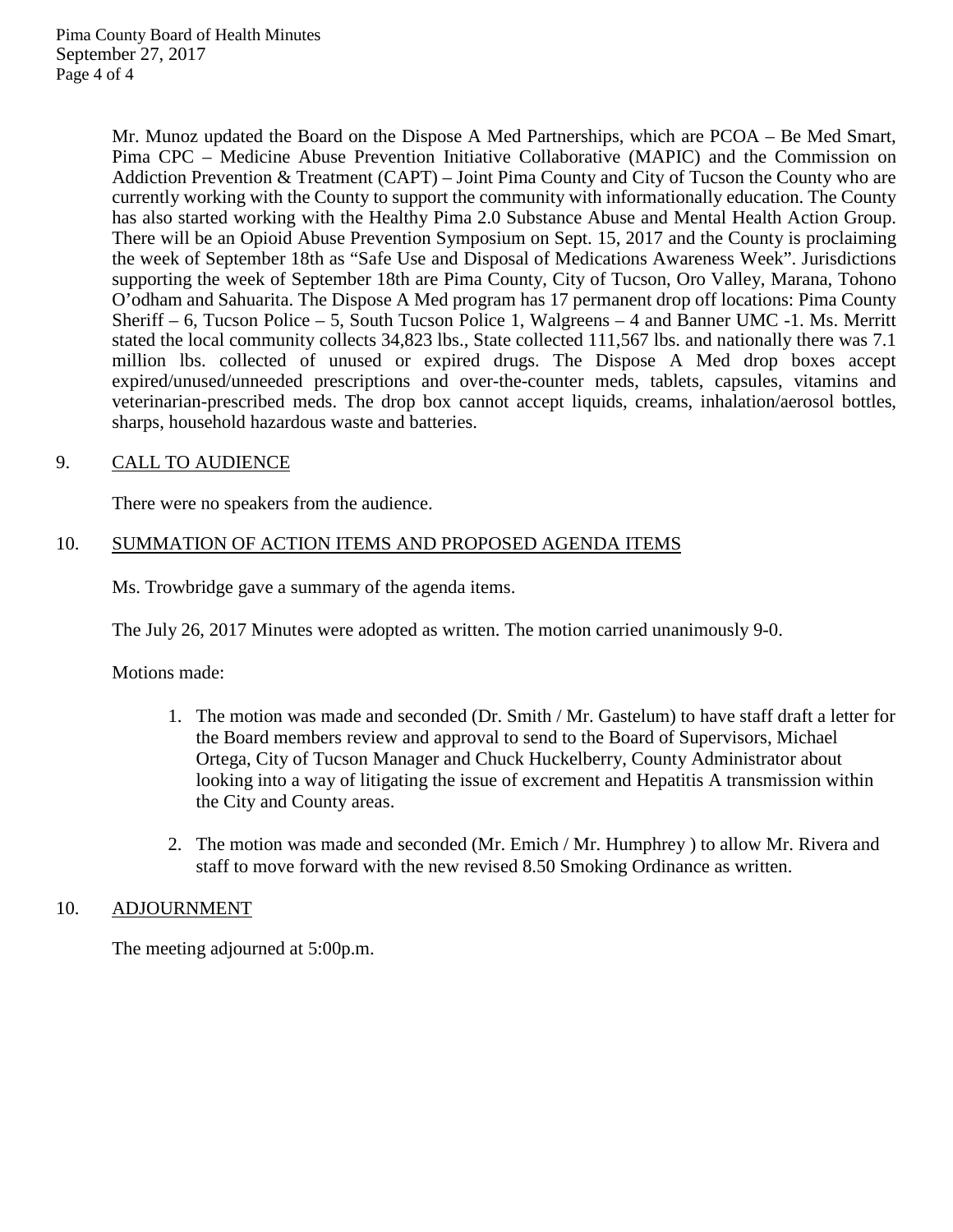Mr. Munoz updated the Board on the Dispose A Med Partnerships, which are PCOA – Be Med Smart, Pima CPC – Medicine Abuse Prevention Initiative Collaborative (MAPIC) and the Commission on Addiction Prevention & Treatment (CAPT) – Joint Pima County and City of Tucson the County who are currently working with the County to support the community with informationally education. The County has also started working with the Healthy Pima 2.0 Substance Abuse and Mental Health Action Group. There will be an Opioid Abuse Prevention Symposium on Sept. 15, 2017 and the County is proclaiming the week of September 18th as "Safe Use and Disposal of Medications Awareness Week". Jurisdictions supporting the week of September 18th are Pima County, City of Tucson, Oro Valley, Marana, Tohono O'odham and Sahuarita. The Dispose A Med program has 17 permanent drop off locations: Pima County Sheriff – 6, Tucson Police – 5, South Tucson Police 1, Walgreens – 4 and Banner UMC -1. Ms. Merritt stated the local community collects 34,823 lbs., State collected 111,567 lbs. and nationally there was 7.1 million lbs. collected of unused or expired drugs. The Dispose A Med drop boxes accept expired/unused/unneeded prescriptions and over-the-counter meds, tablets, capsules, vitamins and veterinarian-prescribed meds. The drop box cannot accept liquids, creams, inhalation/aerosol bottles, sharps, household hazardous waste and batteries.

## 9. CALL TO AUDIENCE

There were no speakers from the audience.

## 10. SUMMATION OF ACTION ITEMS AND PROPOSED AGENDA ITEMS

Ms. Trowbridge gave a summary of the agenda items.

The July 26, 2017 Minutes were adopted as written. The motion carried unanimously 9-0.

Motions made:

1. The motion was made and seconded (Dr. Smith / Mr. Gastelum) to have staff draft a letter for the Board members review and approval to send to the Board of Supervisors, Michael Ortega, City of Tucson Manager and Chuck Huckelberry, County Administrator about looking into a way of litigating the issue of excrement and Hepatitis A transmission within the City and County areas.

2. The motion was made and seconded (Mr. Emich / Mr. Humphrey ) to allow Mr. Rivera and staff to move forward with the new revised 8.50 Smoking Ordinance as written.

## 10. ADJOURNMENT

The meeting adjourned at 5:00p.m.